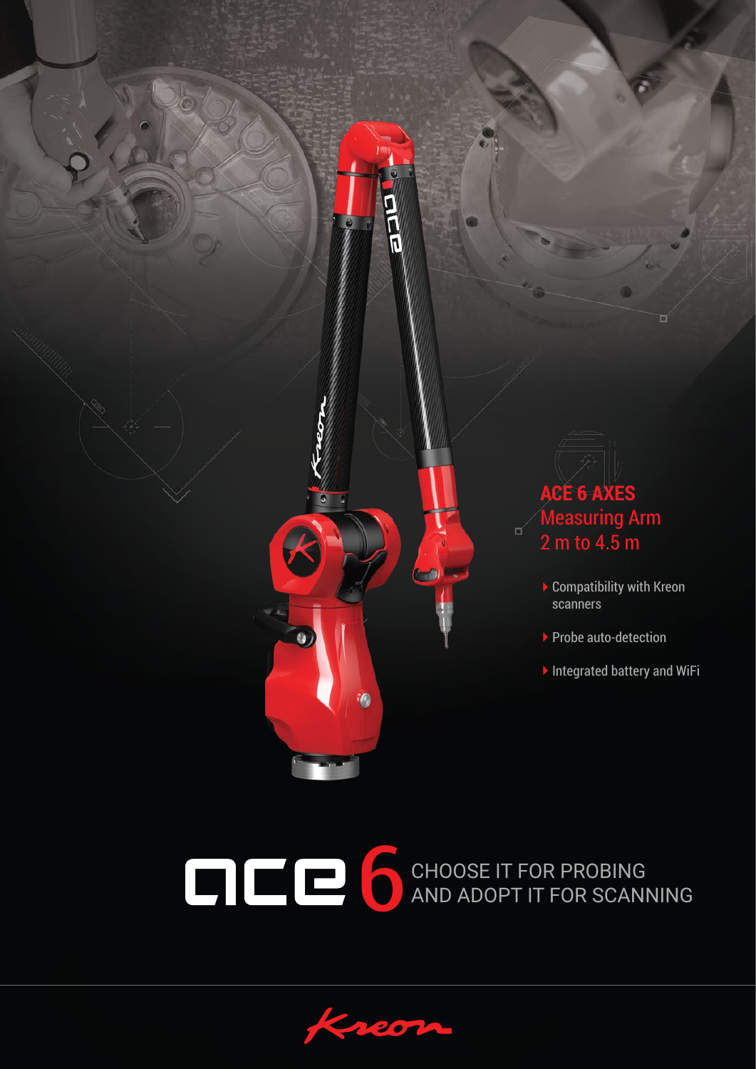## ACE 6 AXES

Measuring Arm

2 m to 4.5 m

- Compatibility with Kreon scanners
- Probe auto-detection
- Integrated battery and WiFi

# ace 6

CHOOSE IT FOR PROBING
AND ADOPT IT FOR SCANNING

Kreon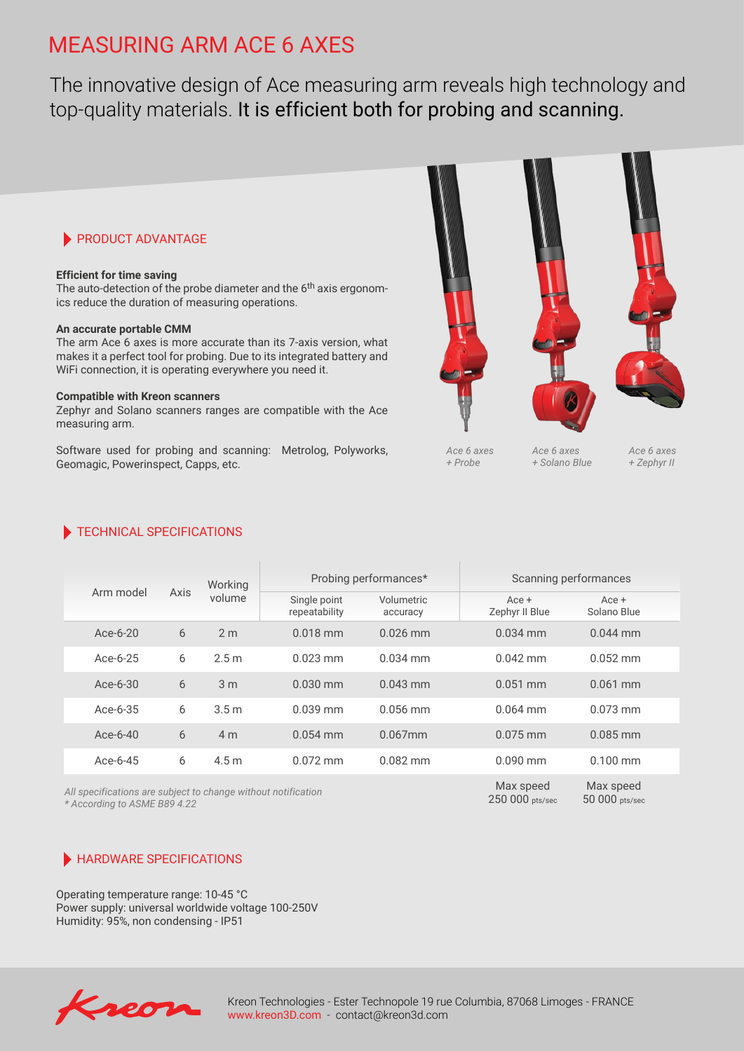# MEASURING ARM ACE 6 AXES

The innovative design of Ace measuring arm reveals high technology and top-quality materials. It is efficient both for probing and scanning.

## PRODUCT ADVANTAGE

**Efficient for time saving**
The auto-detection of the probe diameter and the 6th axis ergonomics reduce the duration of measuring operations.

**An accurate portable CMM**
The arm Ace 6 axes is more accurate than its 7-axis version, what makes it a perfect tool for probing. Due to its integrated battery and WiFi connection, it is operating everywhere you need it.

**Compatible with Kreon scanners**
Zephyr and Solano scanners ranges are compatible with the Ace measuring arm.

Software used for probing and scanning: Metrolog, Polyworks, Geomagic, Powerinspect, Capps, etc.

*Ace 6 axes + Probe*

*Ace 6 axes + Solano Blue*

*Ace 6 axes + Zephyr II*

## TECHNICAL SPECIFICATIONS

| Arm model | Axis | Working volume | Probing performances* | | Scanning performances | |
|---|---|---|---|---|---|---|
| | | | Single point repeatability | Volumetric accuracy | Ace + Zephyr II Blue | Ace + Solano Blue |
| Ace-6-20 | 6 | 2 m | 0.018 mm | 0.026 mm | 0.034 mm | 0.044 mm |
| Ace-6-25 | 6 | 2.5 m | 0.023 mm | 0.034 mm | 0.042 mm | 0.052 mm |
| Ace-6-30 | 6 | 3 m | 0.030 mm | 0.043 mm | 0.051 mm | 0.061 mm |
| Ace-6-35 | 6 | 3.5 m | 0.039 mm | 0.056 mm | 0.064 mm | 0.073 mm |
| Ace-6-40 | 6 | 4 m | 0.054 mm | 0.067mm | 0.075 mm | 0.085 mm |
| Ace-6-45 | 6 | 4.5 m | 0.072 mm | 0.082 mm | 0.090 mm | 0.100 mm |
| | | | | | Max speed 250 000 pts/sec | Max speed 50 000 pts/sec |

*All specifications are subject to change without notification*
*\* According to ASME B89 4.22*

## HARDWARE SPECIFICATIONS

Operating temperature range: 10-45 °C
Power supply: universal worldwide voltage 100-250V
Humidity: 95%, non condensing - IP51

Kreon Technologies - Ester Technopole 19 rue Columbia, 87068 Limoges - FRANCE
www.kreon3D.com - contact@kreon3d.com